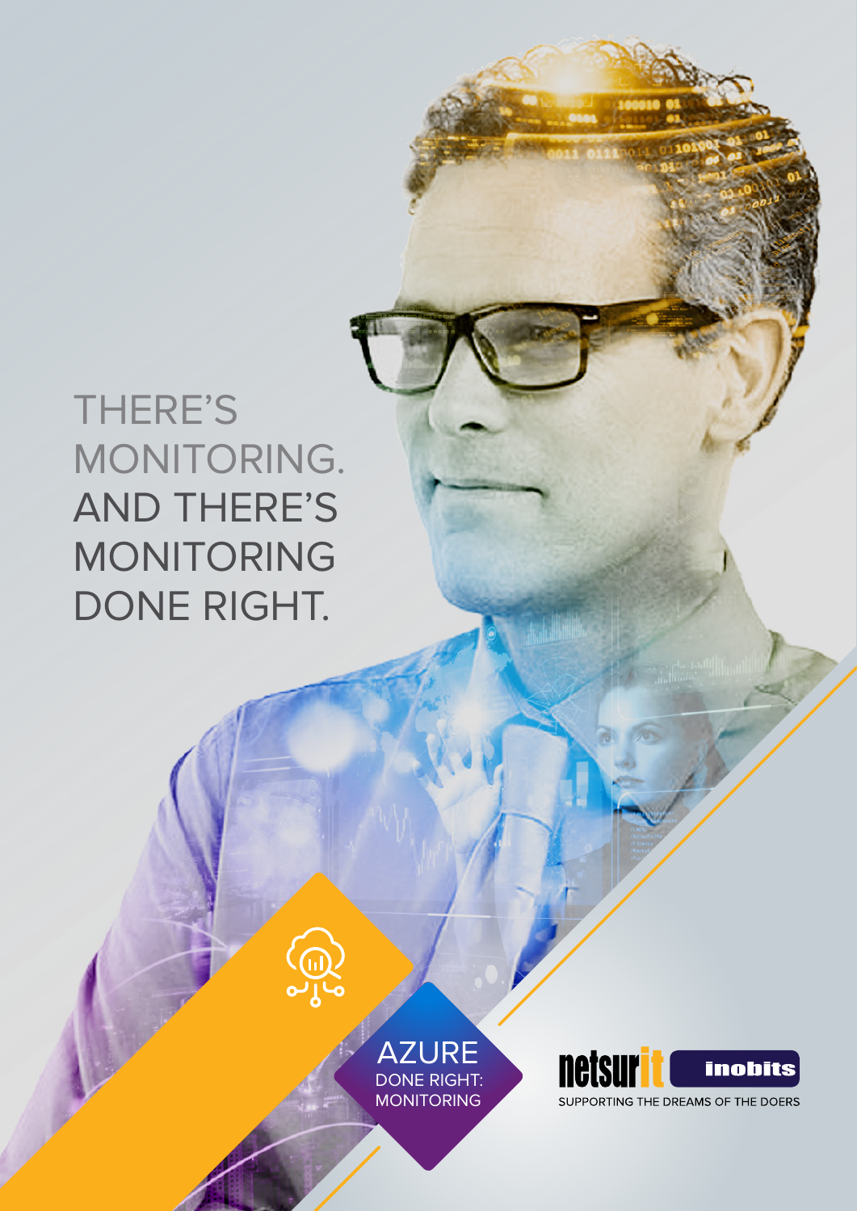# THERE'S MONITORING. AND THERE'S MONITORING DONE RIGHT.

AZURE
DONE RIGHT:
MONITORING

netsurit inobits

SUPPORTING THE DREAMS OF THE DOERS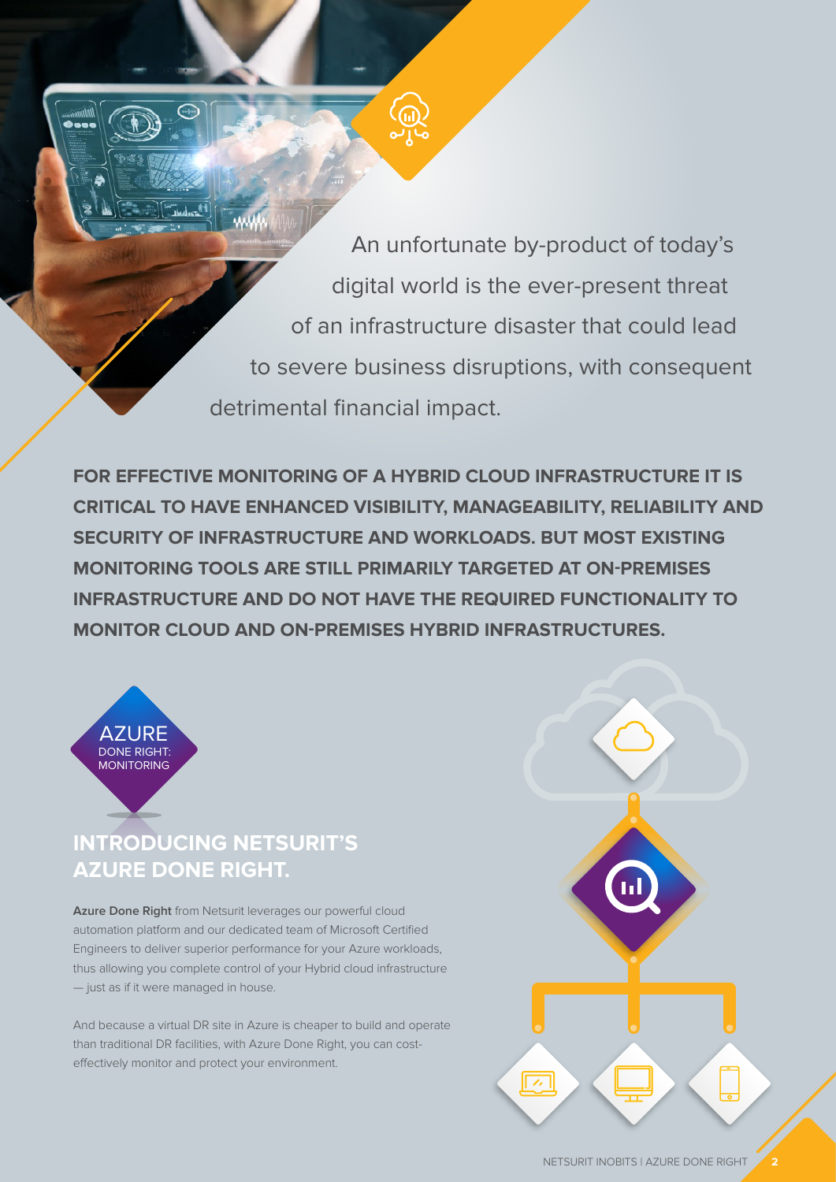An unfortunate by-product of today's digital world is the ever-present threat of an infrastructure disaster that could lead to severe business disruptions, with consequent detrimental financial impact.

**FOR EFFECTIVE MONITORING OF A HYBRID CLOUD INFRASTRUCTURE IT IS CRITICAL TO HAVE ENHANCED VISIBILITY, MANAGEABILITY, RELIABILITY AND SECURITY OF INFRASTRUCTURE AND WORKLOADS. BUT MOST EXISTING MONITORING TOOLS ARE STILL PRIMARILY TARGETED AT ON-PREMISES INFRASTRUCTURE AND DO NOT HAVE THE REQUIRED FUNCTIONALITY TO MONITOR CLOUD AND ON-PREMISES HYBRID INFRASTRUCTURES.**

AZURE DONE RIGHT: MONITORING

## INTRODUCING NETSURIT'S AZURE DONE RIGHT.

**Azure Done Right** from Netsurit leverages our powerful cloud automation platform and our dedicated team of Microsoft Certified Engineers to deliver superior performance for your Azure workloads, thus allowing you complete control of your Hybrid cloud infrastructure — just as if it were managed in house.

And because a virtual DR site in Azure is cheaper to build and operate than traditional DR facilities, with Azure Done Right, you can cost-effectively monitor and protect your environment.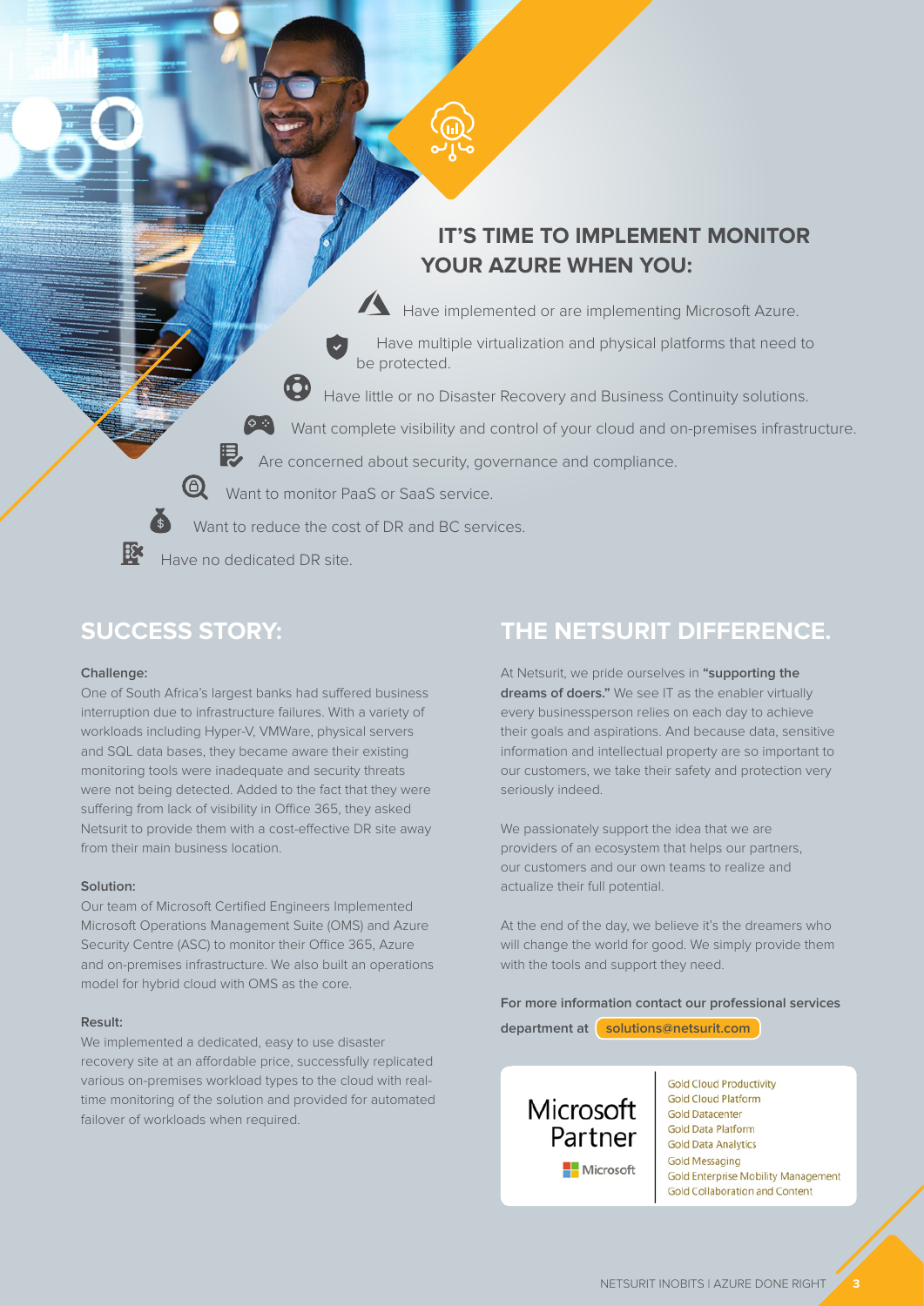## IT'S TIME TO IMPLEMENT MONITOR YOUR AZURE WHEN YOU:

- Have implemented or are implementing Microsoft Azure.
- Have multiple virtualization and physical platforms that need to be protected.
- Have little or no Disaster Recovery and Business Continuity solutions.
- Want complete visibility and control of your cloud and on-premises infrastructure.
- Are concerned about security, governance and compliance.
- Want to monitor PaaS or SaaS service.
- Want to reduce the cost of DR and BC services.
- Have no dedicated DR site.

## SUCCESS STORY:

**Challenge:**

One of South Africa's largest banks had suffered business interruption due to infrastructure failures. With a variety of workloads including Hyper-V, VMWare, physical servers and SQL data bases, they became aware their existing monitoring tools were inadequate and security threats were not being detected. Added to the fact that they were suffering from lack of visibility in Office 365, they asked Netsurit to provide them with a cost-effective DR site away from their main business location.

**Solution:**

Our team of Microsoft Certified Engineers Implemented Microsoft Operations Management Suite (OMS) and Azure Security Centre (ASC) to monitor their Office 365, Azure and on-premises infrastructure. We also built an operations model for hybrid cloud with OMS as the core.

**Result:**

We implemented a dedicated, easy to use disaster recovery site at an affordable price, successfully replicated various on-premises workload types to the cloud with real-time monitoring of the solution and provided for automated failover of workloads when required.

## THE NETSURIT DIFFERENCE.

At Netsurit, we pride ourselves in **"supporting the dreams of doers."** We see IT as the enabler virtually every businessperson relies on each day to achieve their goals and aspirations. And because data, sensitive information and intellectual property are so important to our customers, we take their safety and protection very seriously indeed.

We passionately support the idea that we are providers of an ecosystem that helps our partners, our customers and our own teams to realize and actualize their full potential.

At the end of the day, we believe it's the dreamers who will change the world for good. We simply provide them with the tools and support they need.

**For more information contact our professional services department at** solutions@netsurit.com

Microsoft Partner

Microsoft

Gold Cloud Productivity
Gold Cloud Platform
Gold Datacenter
Gold Data Platform
Gold Data Analytics
Gold Messaging
Gold Enterprise Mobility Management
Gold Collaboration and Content